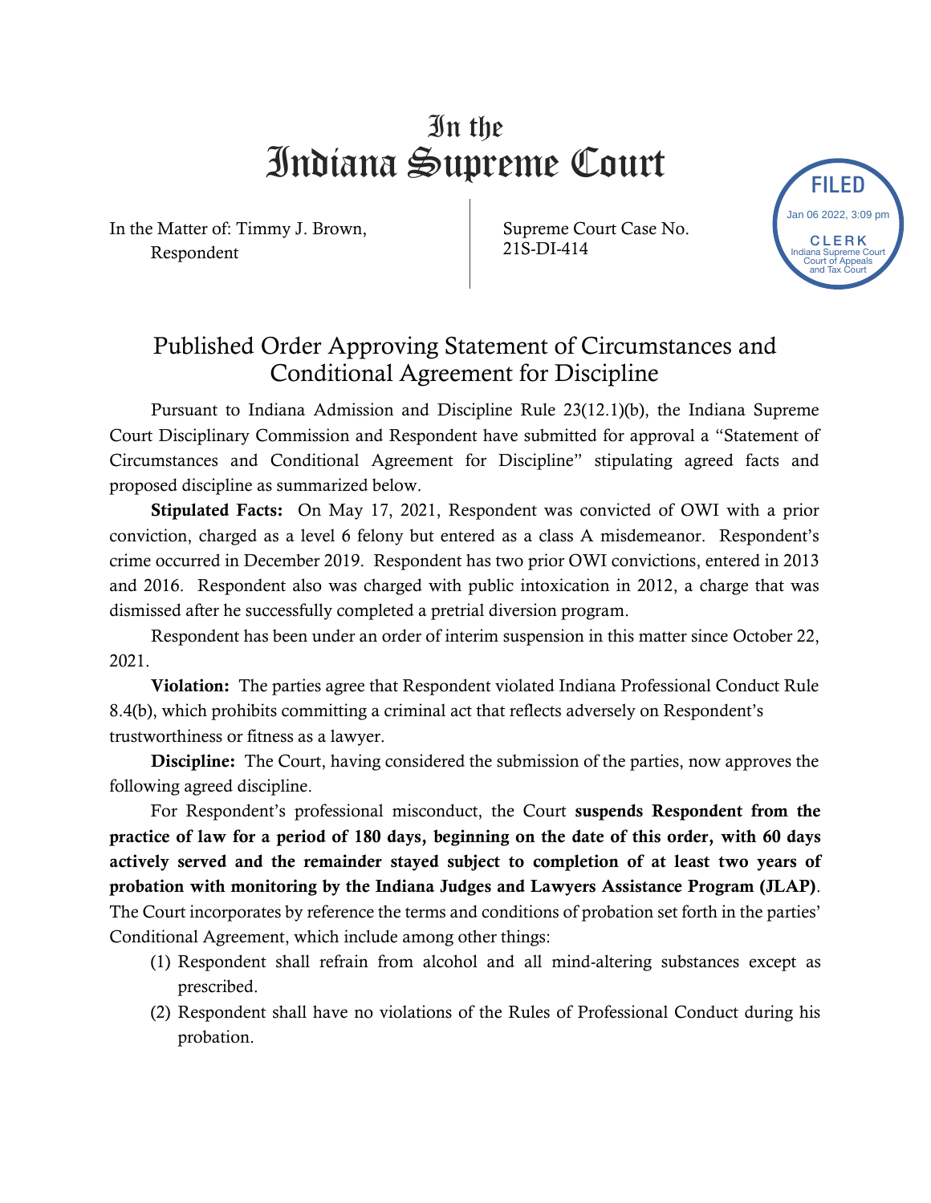# In the Indiana Supreme Court

In the Matter of: Timmy J. Brown,
Respondent

Supreme Court Case No.
21S-DI-414

FILED
Jan 06 2022, 3:09 pm
CLERK
Indiana Supreme Court
Court of Appeals
and Tax Court

## Published Order Approving Statement of Circumstances and Conditional Agreement for Discipline

Pursuant to Indiana Admission and Discipline Rule 23(12.1)(b), the Indiana Supreme Court Disciplinary Commission and Respondent have submitted for approval a "Statement of Circumstances and Conditional Agreement for Discipline" stipulating agreed facts and proposed discipline as summarized below.

**Stipulated Facts:** On May 17, 2021, Respondent was convicted of OWI with a prior conviction, charged as a level 6 felony but entered as a class A misdemeanor. Respondent's crime occurred in December 2019. Respondent has two prior OWI convictions, entered in 2013 and 2016. Respondent also was charged with public intoxication in 2012, a charge that was dismissed after he successfully completed a pretrial diversion program.

Respondent has been under an order of interim suspension in this matter since October 22, 2021.

**Violation:** The parties agree that Respondent violated Indiana Professional Conduct Rule 8.4(b), which prohibits committing a criminal act that reflects adversely on Respondent's trustworthiness or fitness as a lawyer.

**Discipline:** The Court, having considered the submission of the parties, now approves the following agreed discipline.

For Respondent's professional misconduct, the Court **suspends Respondent from the practice of law for a period of 180 days, beginning on the date of this order, with 60 days actively served and the remainder stayed subject to completion of at least two years of probation with monitoring by the Indiana Judges and Lawyers Assistance Program (JLAP)**. The Court incorporates by reference the terms and conditions of probation set forth in the parties' Conditional Agreement, which include among other things:

(1) Respondent shall refrain from alcohol and all mind-altering substances except as prescribed.

(2) Respondent shall have no violations of the Rules of Professional Conduct during his probation.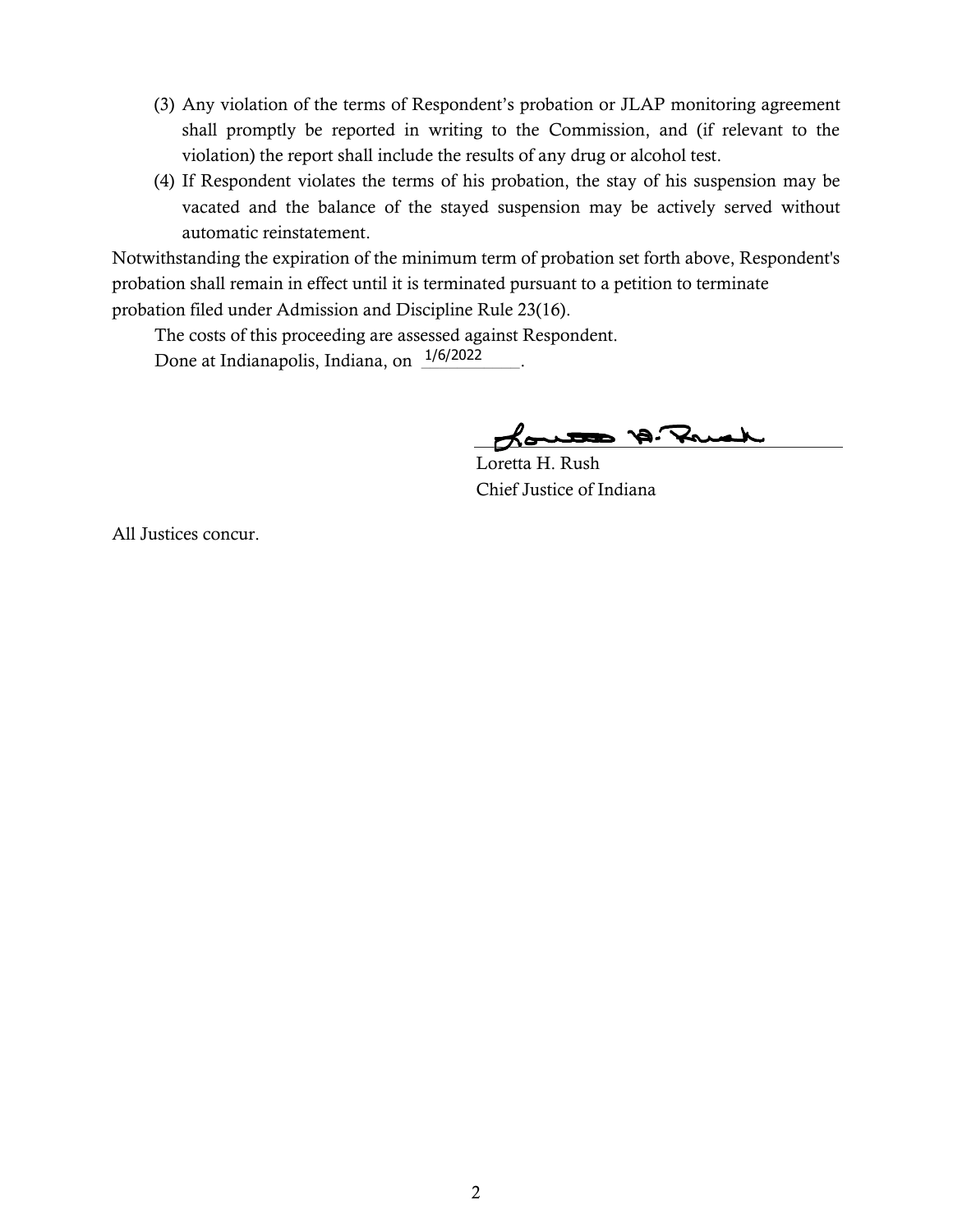(3) Any violation of the terms of Respondent's probation or JLAP monitoring agreement shall promptly be reported in writing to the Commission, and (if relevant to the violation) the report shall include the results of any drug or alcohol test.

(4) If Respondent violates the terms of his probation, the stay of his suspension may be vacated and the balance of the stayed suspension may be actively served without automatic reinstatement.

Notwithstanding the expiration of the minimum term of probation set forth above, Respondent's probation shall remain in effect until it is terminated pursuant to a petition to terminate probation filed under Admission and Discipline Rule 23(16).

The costs of this proceeding are assessed against Respondent.

Done at Indianapolis, Indiana, on 1/6/2022.

Loretta H. Rush
Chief Justice of Indiana

All Justices concur.